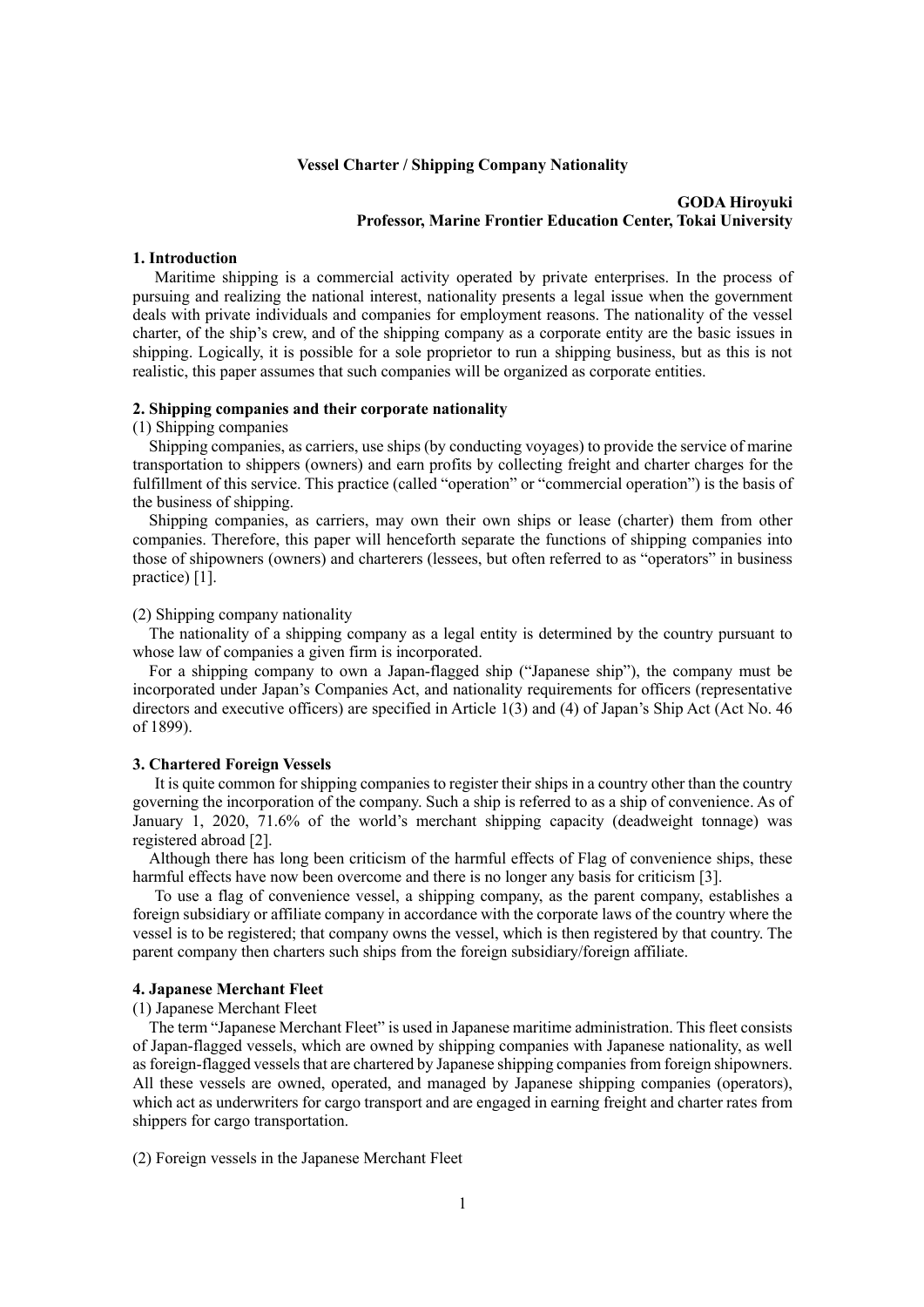# Vessel Charter / Shipping Company Nationality

**GODA Hiroyuki**
**Professor, Marine Frontier Education Center, Tokai University**

## 1. Introduction

Maritime shipping is a commercial activity operated by private enterprises. In the process of pursuing and realizing the national interest, nationality presents a legal issue when the government deals with private individuals and companies for employment reasons. The nationality of the vessel charter, of the ship's crew, and of the shipping company as a corporate entity are the basic issues in shipping. Logically, it is possible for a sole proprietor to run a shipping business, but as this is not realistic, this paper assumes that such companies will be organized as corporate entities.

## 2. Shipping companies and their corporate nationality

### (1) Shipping companies

Shipping companies, as carriers, use ships (by conducting voyages) to provide the service of marine transportation to shippers (owners) and earn profits by collecting freight and charter charges for the fulfillment of this service. This practice (called "operation" or "commercial operation") is the basis of the business of shipping.

Shipping companies, as carriers, may own their own ships or lease (charter) them from other companies. Therefore, this paper will henceforth separate the functions of shipping companies into those of shipowners (owners) and charterers (lessees, but often referred to as "operators" in business practice) [1].

### (2) Shipping company nationality

The nationality of a shipping company as a legal entity is determined by the country pursuant to whose law of companies a given firm is incorporated.

For a shipping company to own a Japan-flagged ship ("Japanese ship"), the company must be incorporated under Japan's Companies Act, and nationality requirements for officers (representative directors and executive officers) are specified in Article 1(3) and (4) of Japan's Ship Act (Act No. 46 of 1899).

## 3. Chartered Foreign Vessels

It is quite common for shipping companies to register their ships in a country other than the country governing the incorporation of the company. Such a ship is referred to as a ship of convenience. As of January 1, 2020, 71.6% of the world's merchant shipping capacity (deadweight tonnage) was registered abroad [2].

Although there has long been criticism of the harmful effects of Flag of convenience ships, these harmful effects have now been overcome and there is no longer any basis for criticism [3].

To use a flag of convenience vessel, a shipping company, as the parent company, establishes a foreign subsidiary or affiliate company in accordance with the corporate laws of the country where the vessel is to be registered; that company owns the vessel, which is then registered by that country. The parent company then charters such ships from the foreign subsidiary/foreign affiliate.

## 4. Japanese Merchant Fleet

### (1) Japanese Merchant Fleet

The term "Japanese Merchant Fleet" is used in Japanese maritime administration. This fleet consists of Japan-flagged vessels, which are owned by shipping companies with Japanese nationality, as well as foreign-flagged vessels that are chartered by Japanese shipping companies from foreign shipowners. All these vessels are owned, operated, and managed by Japanese shipping companies (operators), which act as underwriters for cargo transport and are engaged in earning freight and charter rates from shippers for cargo transportation.

### (2) Foreign vessels in the Japanese Merchant Fleet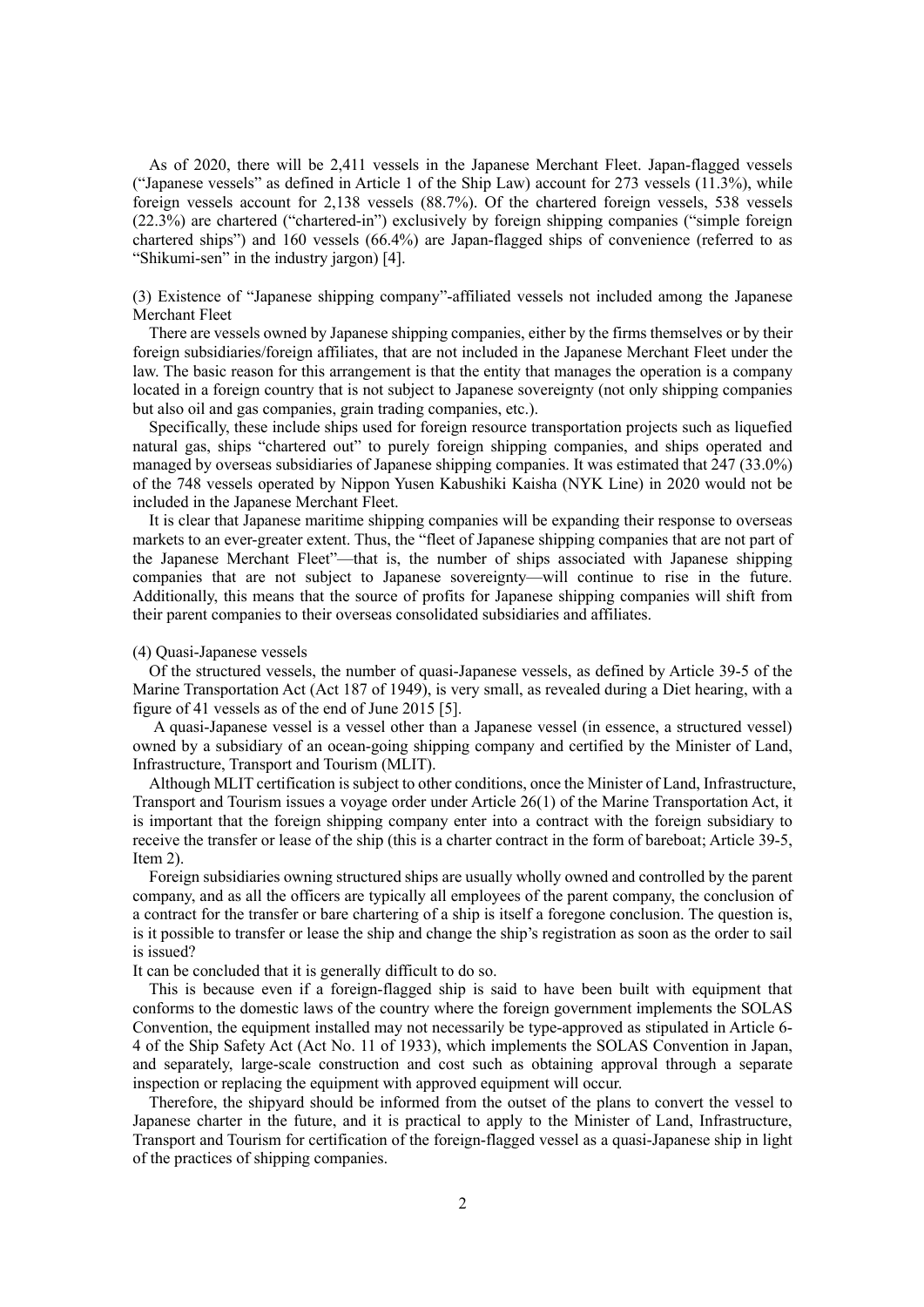As of 2020, there will be 2,411 vessels in the Japanese Merchant Fleet. Japan-flagged vessels ("Japanese vessels" as defined in Article 1 of the Ship Law) account for 273 vessels (11.3%), while foreign vessels account for 2,138 vessels (88.7%). Of the chartered foreign vessels, 538 vessels (22.3%) are chartered ("chartered-in") exclusively by foreign shipping companies ("simple foreign chartered ships") and 160 vessels (66.4%) are Japan-flagged ships of convenience (referred to as "Shikumi-sen" in the industry jargon) [4].

(3) Existence of "Japanese shipping company"-affiliated vessels not included among the Japanese Merchant Fleet

There are vessels owned by Japanese shipping companies, either by the firms themselves or by their foreign subsidiaries/foreign affiliates, that are not included in the Japanese Merchant Fleet under the law. The basic reason for this arrangement is that the entity that manages the operation is a company located in a foreign country that is not subject to Japanese sovereignty (not only shipping companies but also oil and gas companies, grain trading companies, etc.).

Specifically, these include ships used for foreign resource transportation projects such as liquefied natural gas, ships "chartered out" to purely foreign shipping companies, and ships operated and managed by overseas subsidiaries of Japanese shipping companies. It was estimated that 247 (33.0%) of the 748 vessels operated by Nippon Yusen Kabushiki Kaisha (NYK Line) in 2020 would not be included in the Japanese Merchant Fleet.

It is clear that Japanese maritime shipping companies will be expanding their response to overseas markets to an ever-greater extent. Thus, the "fleet of Japanese shipping companies that are not part of the Japanese Merchant Fleet"—that is, the number of ships associated with Japanese shipping companies that are not subject to Japanese sovereignty—will continue to rise in the future. Additionally, this means that the source of profits for Japanese shipping companies will shift from their parent companies to their overseas consolidated subsidiaries and affiliates.

(4) Quasi-Japanese vessels

Of the structured vessels, the number of quasi-Japanese vessels, as defined by Article 39-5 of the Marine Transportation Act (Act 187 of 1949), is very small, as revealed during a Diet hearing, with a figure of 41 vessels as of the end of June 2015 [5].

A quasi-Japanese vessel is a vessel other than a Japanese vessel (in essence, a structured vessel) owned by a subsidiary of an ocean-going shipping company and certified by the Minister of Land, Infrastructure, Transport and Tourism (MLIT).

Although MLIT certification is subject to other conditions, once the Minister of Land, Infrastructure, Transport and Tourism issues a voyage order under Article 26(1) of the Marine Transportation Act, it is important that the foreign shipping company enter into a contract with the foreign subsidiary to receive the transfer or lease of the ship (this is a charter contract in the form of bareboat; Article 39-5, Item 2).

Foreign subsidiaries owning structured ships are usually wholly owned and controlled by the parent company, and as all the officers are typically all employees of the parent company, the conclusion of a contract for the transfer or bare chartering of a ship is itself a foregone conclusion. The question is, is it possible to transfer or lease the ship and change the ship's registration as soon as the order to sail is issued?

It can be concluded that it is generally difficult to do so.

This is because even if a foreign-flagged ship is said to have been built with equipment that conforms to the domestic laws of the country where the foreign government implements the SOLAS Convention, the equipment installed may not necessarily be type-approved as stipulated in Article 6-4 of the Ship Safety Act (Act No. 11 of 1933), which implements the SOLAS Convention in Japan, and separately, large-scale construction and cost such as obtaining approval through a separate inspection or replacing the equipment with approved equipment will occur.

Therefore, the shipyard should be informed from the outset of the plans to convert the vessel to Japanese charter in the future, and it is practical to apply to the Minister of Land, Infrastructure, Transport and Tourism for certification of the foreign-flagged vessel as a quasi-Japanese ship in light of the practices of shipping companies.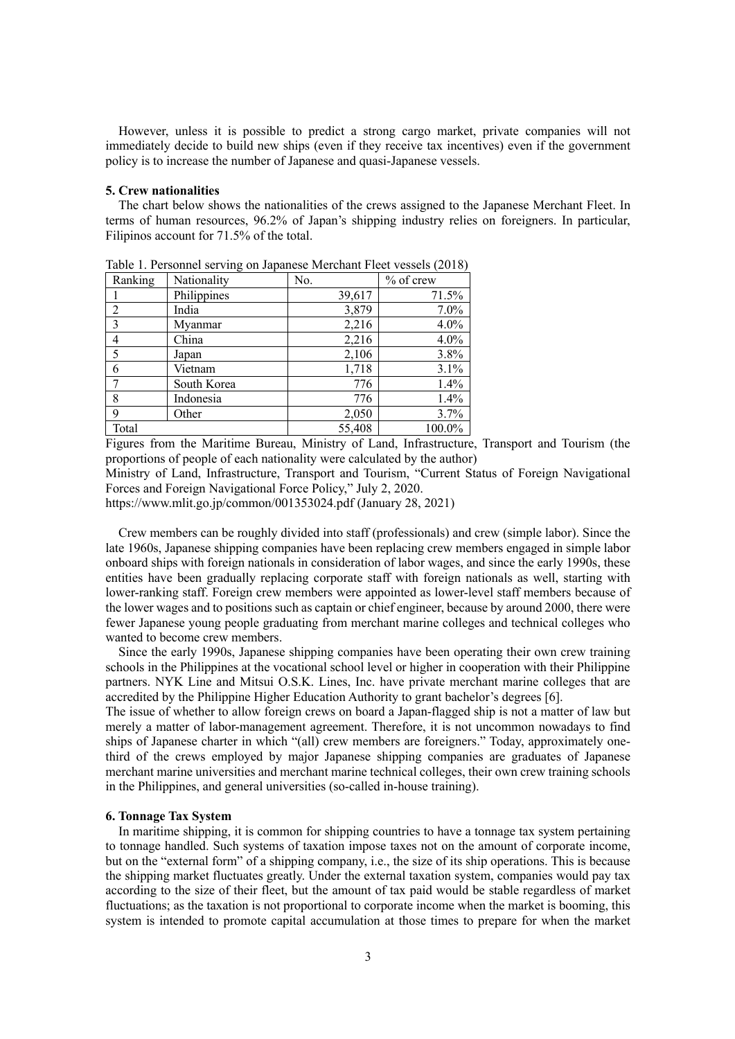However, unless it is possible to predict a strong cargo market, private companies will not immediately decide to build new ships (even if they receive tax incentives) even if the government policy is to increase the number of Japanese and quasi-Japanese vessels.

### 5. Crew nationalities

The chart below shows the nationalities of the crews assigned to the Japanese Merchant Fleet. In terms of human resources, 96.2% of Japan's shipping industry relies on foreigners. In particular, Filipinos account for 71.5% of the total.

Table 1. Personnel serving on Japanese Merchant Fleet vessels (2018)

| Ranking | Nationality | No. | % of crew |
|---|---|---|---|
| 1 | Philippines | 39,617 | 71.5% |
| 2 | India | 3,879 | 7.0% |
| 3 | Myanmar | 2,216 | 4.0% |
| 4 | China | 2,216 | 4.0% |
| 5 | Japan | 2,106 | 3.8% |
| 6 | Vietnam | 1,718 | 3.1% |
| 7 | South Korea | 776 | 1.4% |
| 8 | Indonesia | 776 | 1.4% |
| 9 | Other | 2,050 | 3.7% |
| Total | | 55,408 | 100.0% |

Figures from the Maritime Bureau, Ministry of Land, Infrastructure, Transport and Tourism (the proportions of people of each nationality were calculated by the author)

Ministry of Land, Infrastructure, Transport and Tourism, "Current Status of Foreign Navigational Forces and Foreign Navigational Force Policy," July 2, 2020.

https://www.mlit.go.jp/common/001353024.pdf (January 28, 2021)

Crew members can be roughly divided into staff (professionals) and crew (simple labor). Since the late 1960s, Japanese shipping companies have been replacing crew members engaged in simple labor onboard ships with foreign nationals in consideration of labor wages, and since the early 1990s, these entities have been gradually replacing corporate staff with foreign nationals as well, starting with lower-ranking staff. Foreign crew members were appointed as lower-level staff members because of the lower wages and to positions such as captain or chief engineer, because by around 2000, there were fewer Japanese young people graduating from merchant marine colleges and technical colleges who wanted to become crew members.

Since the early 1990s, Japanese shipping companies have been operating their own crew training schools in the Philippines at the vocational school level or higher in cooperation with their Philippine partners. NYK Line and Mitsui O.S.K. Lines, Inc. have private merchant marine colleges that are accredited by the Philippine Higher Education Authority to grant bachelor's degrees [6].

The issue of whether to allow foreign crews on board a Japan-flagged ship is not a matter of law but merely a matter of labor-management agreement. Therefore, it is not uncommon nowadays to find ships of Japanese charter in which "(all) crew members are foreigners." Today, approximately one-third of the crews employed by major Japanese shipping companies are graduates of Japanese merchant marine universities and merchant marine technical colleges, their own crew training schools in the Philippines, and general universities (so-called in-house training).

### 6. Tonnage Tax System

In maritime shipping, it is common for shipping countries to have a tonnage tax system pertaining to tonnage handled. Such systems of taxation impose taxes not on the amount of corporate income, but on the "external form" of a shipping company, i.e., the size of its ship operations. This is because the shipping market fluctuates greatly. Under the external taxation system, companies would pay tax according to the size of their fleet, but the amount of tax paid would be stable regardless of market fluctuations; as the taxation is not proportional to corporate income when the market is booming, this system is intended to promote capital accumulation at those times to prepare for when the market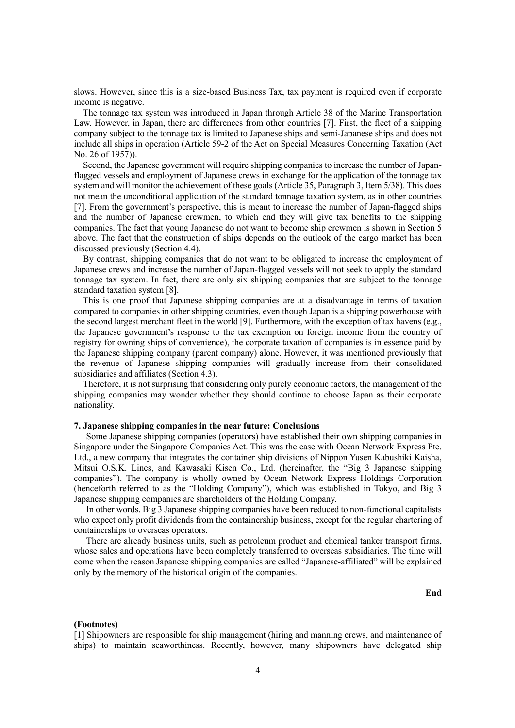slows. However, since this is a size-based Business Tax, tax payment is required even if corporate income is negative.

The tonnage tax system was introduced in Japan through Article 38 of the Marine Transportation Law. However, in Japan, there are differences from other countries [7]. First, the fleet of a shipping company subject to the tonnage tax is limited to Japanese ships and semi-Japanese ships and does not include all ships in operation (Article 59-2 of the Act on Special Measures Concerning Taxation (Act No. 26 of 1957)).

Second, the Japanese government will require shipping companies to increase the number of Japan-flagged vessels and employment of Japanese crews in exchange for the application of the tonnage tax system and will monitor the achievement of these goals (Article 35, Paragraph 3, Item 5/38). This does not mean the unconditional application of the standard tonnage taxation system, as in other countries [7]. From the government's perspective, this is meant to increase the number of Japan-flagged ships and the number of Japanese crewmen, to which end they will give tax benefits to the shipping companies. The fact that young Japanese do not want to become ship crewmen is shown in Section 5 above. The fact that the construction of ships depends on the outlook of the cargo market has been discussed previously (Section 4.4).

By contrast, shipping companies that do not want to be obligated to increase the employment of Japanese crews and increase the number of Japan-flagged vessels will not seek to apply the standard tonnage tax system. In fact, there are only six shipping companies that are subject to the tonnage standard taxation system [8].

This is one proof that Japanese shipping companies are at a disadvantage in terms of taxation compared to companies in other shipping countries, even though Japan is a shipping powerhouse with the second largest merchant fleet in the world [9]. Furthermore, with the exception of tax havens (e.g., the Japanese government's response to the tax exemption on foreign income from the country of registry for owning ships of convenience), the corporate taxation of companies is in essence paid by the Japanese shipping company (parent company) alone. However, it was mentioned previously that the revenue of Japanese shipping companies will gradually increase from their consolidated subsidiaries and affiliates (Section 4.3).

Therefore, it is not surprising that considering only purely economic factors, the management of the shipping companies may wonder whether they should continue to choose Japan as their corporate nationality.

## 7. Japanese shipping companies in the near future: Conclusions

Some Japanese shipping companies (operators) have established their own shipping companies in Singapore under the Singapore Companies Act. This was the case with Ocean Network Express Pte. Ltd., a new company that integrates the container ship divisions of Nippon Yusen Kabushiki Kaisha, Mitsui O.S.K. Lines, and Kawasaki Kisen Co., Ltd. (hereinafter, the "Big 3 Japanese shipping companies"). The company is wholly owned by Ocean Network Express Holdings Corporation (henceforth referred to as the "Holding Company"), which was established in Tokyo, and Big 3 Japanese shipping companies are shareholders of the Holding Company.

In other words, Big 3 Japanese shipping companies have been reduced to non-functional capitalists who expect only profit dividends from the containership business, except for the regular chartering of containerships to overseas operators.

There are already business units, such as petroleum product and chemical tanker transport firms, whose sales and operations have been completely transferred to overseas subsidiaries. The time will come when the reason Japanese shipping companies are called "Japanese-affiliated" will be explained only by the memory of the historical origin of the companies.

**End**

**(Footnotes)**

[1] Shipowners are responsible for ship management (hiring and manning crews, and maintenance of ships) to maintain seaworthiness. Recently, however, many shipowners have delegated ship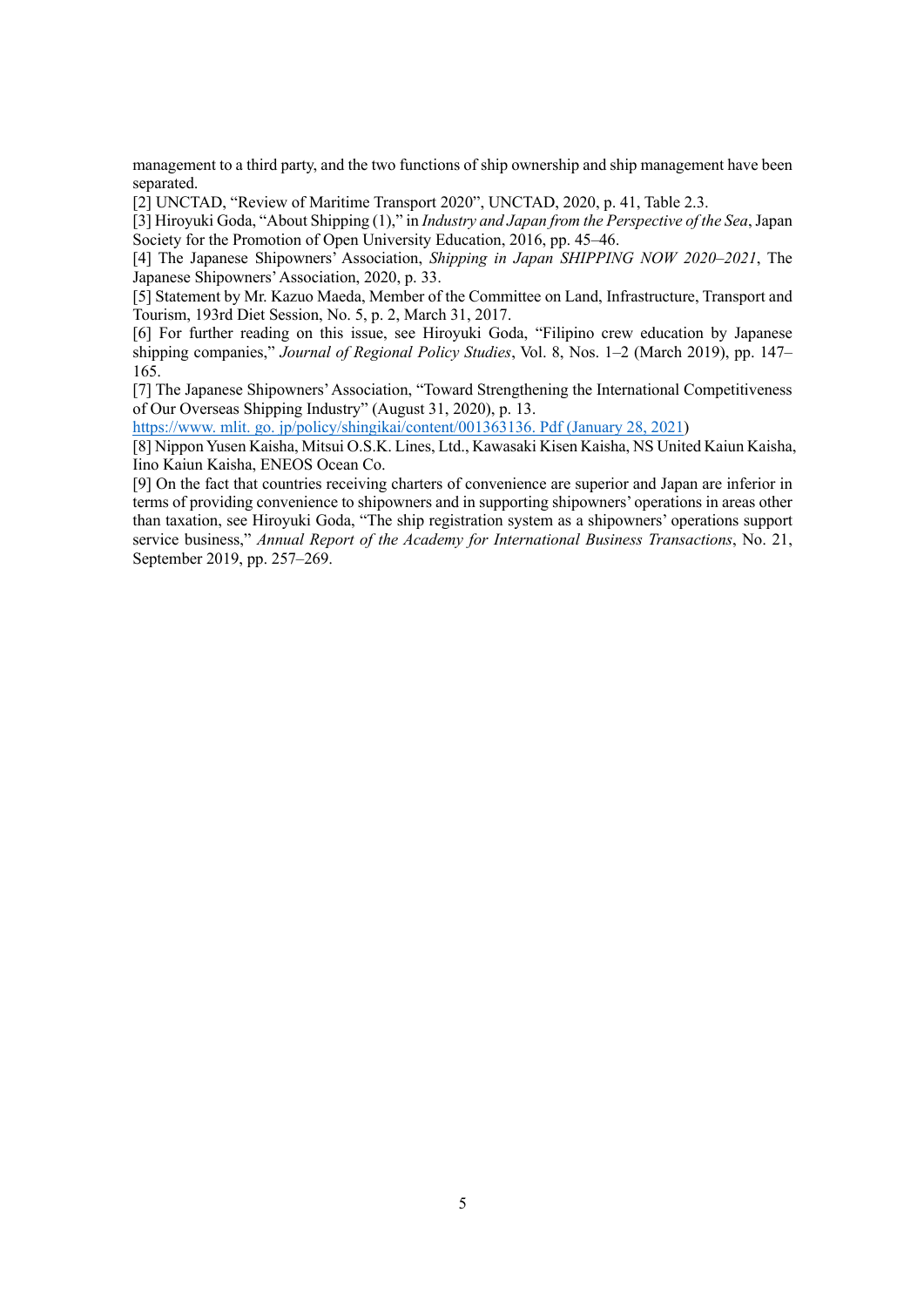management to a third party, and the two functions of ship ownership and ship management have been separated.

[2] UNCTAD, "Review of Maritime Transport 2020", UNCTAD, 2020, p. 41, Table 2.3.

[3] Hiroyuki Goda, "About Shipping (1)," in *Industry and Japan from the Perspective of the Sea*, Japan Society for the Promotion of Open University Education, 2016, pp. 45–46.

[4] The Japanese Shipowners' Association, *Shipping in Japan SHIPPING NOW 2020–2021*, The Japanese Shipowners' Association, 2020, p. 33.

[5] Statement by Mr. Kazuo Maeda, Member of the Committee on Land, Infrastructure, Transport and Tourism, 193rd Diet Session, No. 5, p. 2, March 31, 2017.

[6] For further reading on this issue, see Hiroyuki Goda, "Filipino crew education by Japanese shipping companies," *Journal of Regional Policy Studies*, Vol. 8, Nos. 1–2 (March 2019), pp. 147–165.

[7] The Japanese Shipowners' Association, "Toward Strengthening the International Competitiveness of Our Overseas Shipping Industry" (August 31, 2020), p. 13.
https://www. mlit. go. jp/policy/shingikai/content/001363136. Pdf (January 28, 2021)

[8] Nippon Yusen Kaisha, Mitsui O.S.K. Lines, Ltd., Kawasaki Kisen Kaisha, NS United Kaiun Kaisha, Iino Kaiun Kaisha, ENEOS Ocean Co.

[9] On the fact that countries receiving charters of convenience are superior and Japan are inferior in terms of providing convenience to shipowners and in supporting shipowners' operations in areas other than taxation, see Hiroyuki Goda, "The ship registration system as a shipowners' operations support service business," *Annual Report of the Academy for International Business Transactions*, No. 21, September 2019, pp. 257–269.